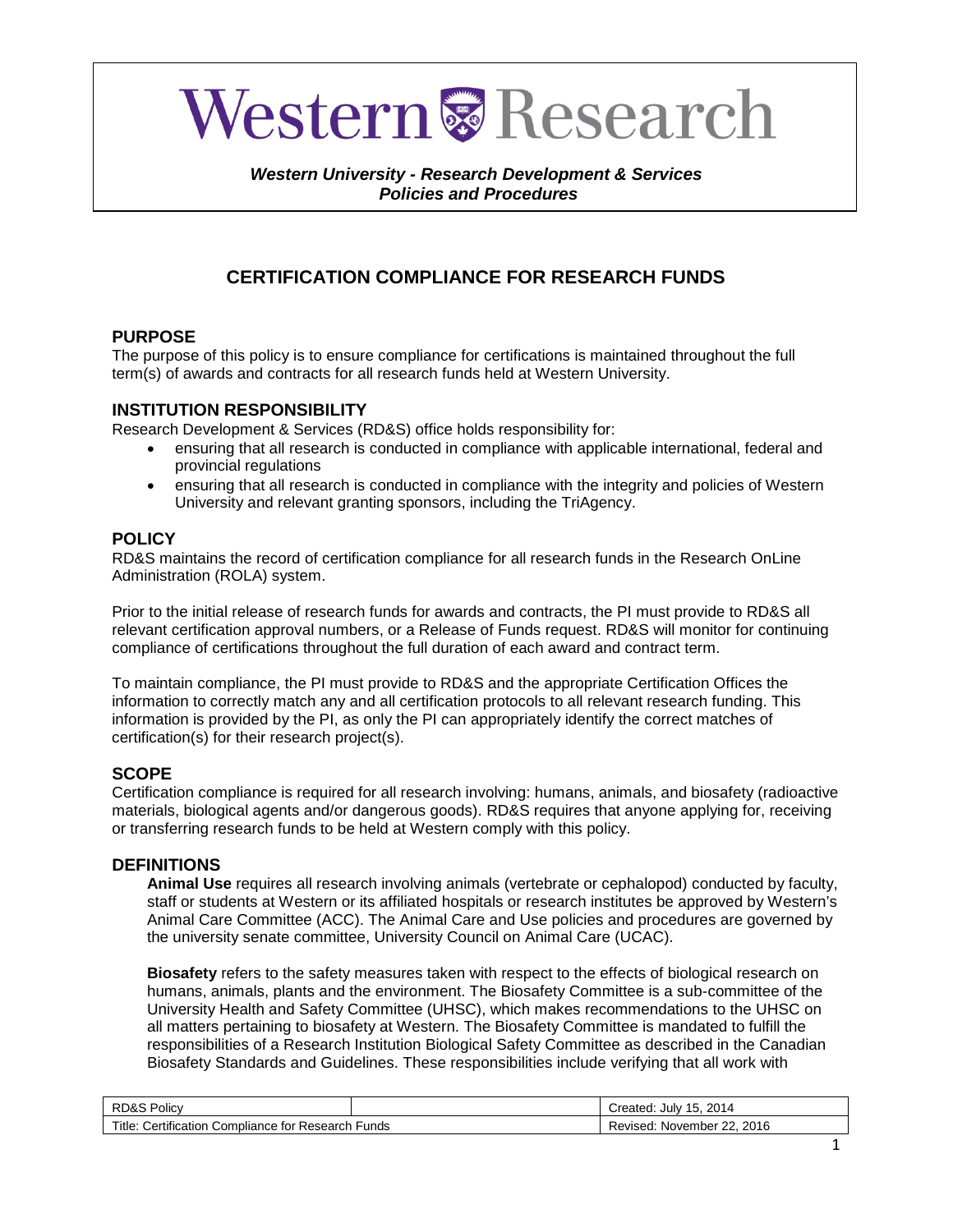# Western Research

***Western University - Research Development & Services***
***Policies and Procedures***

## CERTIFICATION COMPLIANCE FOR RESEARCH FUNDS

### PURPOSE

The purpose of this policy is to ensure compliance for certifications is maintained throughout the full term(s) of awards and contracts for all research funds held at Western University.

### INSTITUTION RESPONSIBILITY

Research Development & Services (RD&S) office holds responsibility for:

- ensuring that all research is conducted in compliance with applicable international, federal and provincial regulations
- ensuring that all research is conducted in compliance with the integrity and policies of Western University and relevant granting sponsors, including the TriAgency.

### POLICY

RD&S maintains the record of certification compliance for all research funds in the Research OnLine Administration (ROLA) system.

Prior to the initial release of research funds for awards and contracts, the PI must provide to RD&S all relevant certification approval numbers, or a Release of Funds request. RD&S will monitor for continuing compliance of certifications throughout the full duration of each award and contract term.

To maintain compliance, the PI must provide to RD&S and the appropriate Certification Offices the information to correctly match any and all certification protocols to all relevant research funding. This information is provided by the PI, as only the PI can appropriately identify the correct matches of certification(s) for their research project(s).

### SCOPE

Certification compliance is required for all research involving: humans, animals, and biosafety (radioactive materials, biological agents and/or dangerous goods). RD&S requires that anyone applying for, receiving or transferring research funds to be held at Western comply with this policy.

### DEFINITIONS

**Animal Use** requires all research involving animals (vertebrate or cephalopod) conducted by faculty, staff or students at Western or its affiliated hospitals or research institutes be approved by Western's Animal Care Committee (ACC). The Animal Care and Use policies and procedures are governed by the university senate committee, University Council on Animal Care (UCAC).

**Biosafety** refers to the safety measures taken with respect to the effects of biological research on humans, animals, plants and the environment. The Biosafety Committee is a sub-committee of the University Health and Safety Committee (UHSC), which makes recommendations to the UHSC on all matters pertaining to biosafety at Western. The Biosafety Committee is mandated to fulfill the responsibilities of a Research Institution Biological Safety Committee as described in the Canadian Biosafety Standards and Guidelines. These responsibilities include verifying that all work with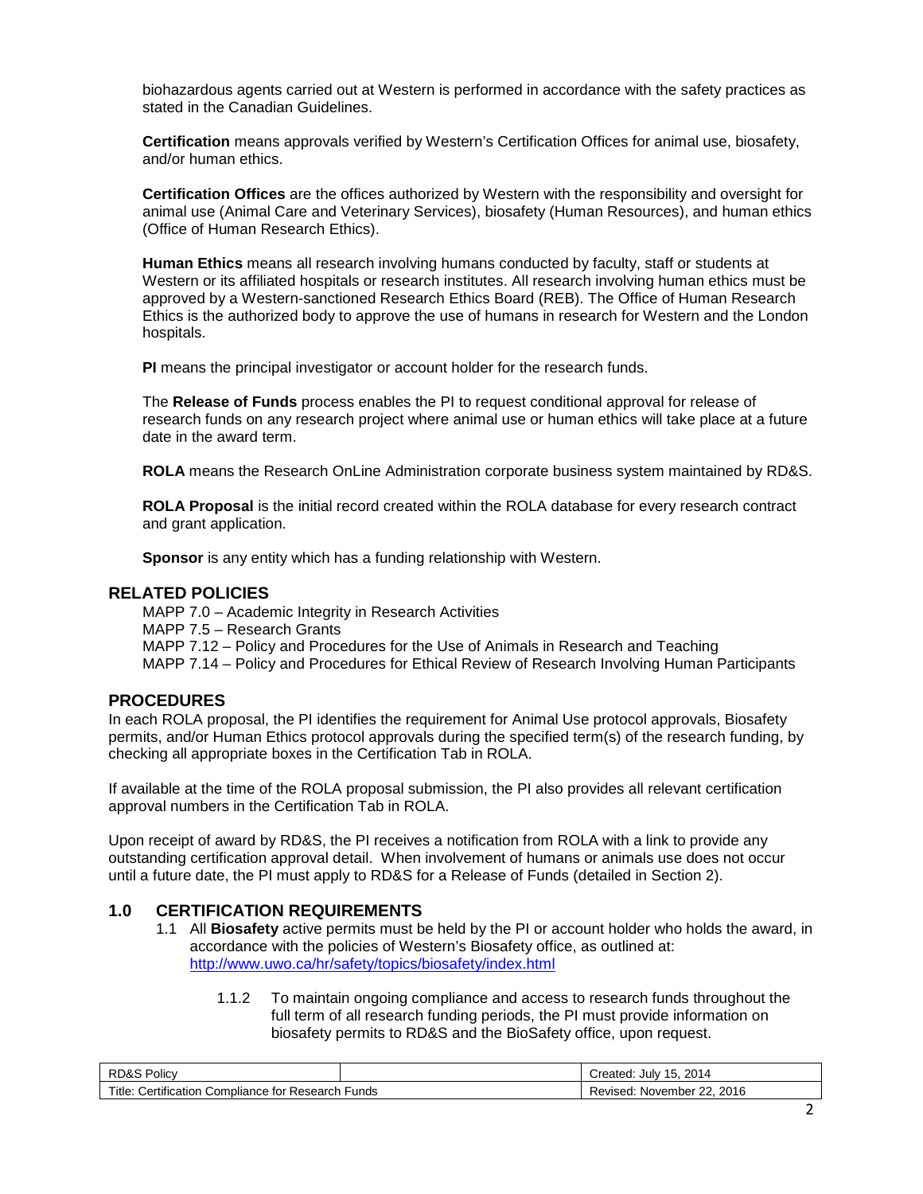biohazardous agents carried out at Western is performed in accordance with the safety practices as stated in the Canadian Guidelines.

**Certification** means approvals verified by Western's Certification Offices for animal use, biosafety, and/or human ethics.

**Certification Offices** are the offices authorized by Western with the responsibility and oversight for animal use (Animal Care and Veterinary Services), biosafety (Human Resources), and human ethics (Office of Human Research Ethics).

**Human Ethics** means all research involving humans conducted by faculty, staff or students at Western or its affiliated hospitals or research institutes. All research involving human ethics must be approved by a Western-sanctioned Research Ethics Board (REB). The Office of Human Research Ethics is the authorized body to approve the use of humans in research for Western and the London hospitals.

**PI** means the principal investigator or account holder for the research funds.

The **Release of Funds** process enables the PI to request conditional approval for release of research funds on any research project where animal use or human ethics will take place at a future date in the award term.

**ROLA** means the Research OnLine Administration corporate business system maintained by RD&S.

**ROLA Proposal** is the initial record created within the ROLA database for every research contract and grant application.

**Sponsor** is any entity which has a funding relationship with Western.

## RELATED POLICIES

MAPP 7.0 – Academic Integrity in Research Activities
MAPP 7.5 – Research Grants
MAPP 7.12 – Policy and Procedures for the Use of Animals in Research and Teaching
MAPP 7.14 – Policy and Procedures for Ethical Review of Research Involving Human Participants

## PROCEDURES

In each ROLA proposal, the PI identifies the requirement for Animal Use protocol approvals, Biosafety permits, and/or Human Ethics protocol approvals during the specified term(s) of the research funding, by checking all appropriate boxes in the Certification Tab in ROLA.

If available at the time of the ROLA proposal submission, the PI also provides all relevant certification approval numbers in the Certification Tab in ROLA.

Upon receipt of award by RD&S, the PI receives a notification from ROLA with a link to provide any outstanding certification approval detail. When involvement of humans or animals use does not occur until a future date, the PI must apply to RD&S for a Release of Funds (detailed in Section 2).

### 1.0 CERTIFICATION REQUIREMENTS

1.1 All **Biosafety** active permits must be held by the PI or account holder who holds the award, in accordance with the policies of Western's Biosafety office, as outlined at: http://www.uwo.ca/hr/safety/topics/biosafety/index.html

1.1.2 To maintain ongoing compliance and access to research funds throughout the full term of all research funding periods, the PI must provide information on biosafety permits to RD&S and the BioSafety office, upon request.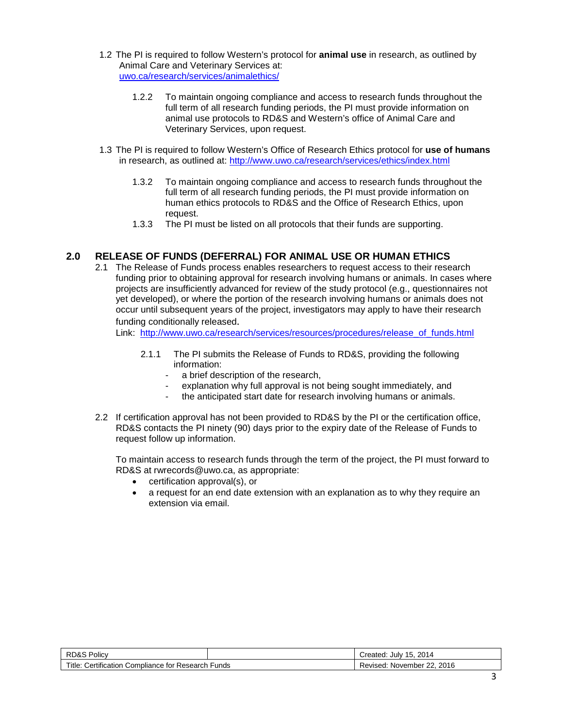1.2 The PI is required to follow Western's protocol for **animal use** in research, as outlined by Animal Care and Veterinary Services at: [uwo.ca/research/services/animalethics/](uwo.ca/research/services/animalethics/)

1.2.2 To maintain ongoing compliance and access to research funds throughout the full term of all research funding periods, the PI must provide information on animal use protocols to RD&S and Western's office of Animal Care and Veterinary Services, upon request.

1.3 The PI is required to follow Western's Office of Research Ethics protocol for **use of humans** in research, as outlined at: [http://www.uwo.ca/research/services/ethics/index.html](http://www.uwo.ca/research/services/ethics/index.html)

1.3.2 To maintain ongoing compliance and access to research funds throughout the full term of all research funding periods, the PI must provide information on human ethics protocols to RD&S and the Office of Research Ethics, upon request.

1.3.3 The PI must be listed on all protocols that their funds are supporting.

## 2.0 RELEASE OF FUNDS (DEFERRAL) FOR ANIMAL USE OR HUMAN ETHICS

2.1 The Release of Funds process enables researchers to request access to their research funding prior to obtaining approval for research involving humans or animals. In cases where projects are insufficiently advanced for review of the study protocol (e.g., questionnaires not yet developed), or where the portion of the research involving humans or animals does not occur until subsequent years of the project, investigators may apply to have their research funding conditionally released.

Link: [http://www.uwo.ca/research/services/resources/procedures/release_of_funds.html](http://www.uwo.ca/research/services/resources/procedures/release_of_funds.html)

2.1.1 The PI submits the Release of Funds to RD&S, providing the following information:

- a brief description of the research,
- explanation why full approval is not being sought immediately, and
- the anticipated start date for research involving humans or animals.

2.2 If certification approval has not been provided to RD&S by the PI or the certification office, RD&S contacts the PI ninety (90) days prior to the expiry date of the Release of Funds to request follow up information.

To maintain access to research funds through the term of the project, the PI must forward to RD&S at rwrecords@uwo.ca, as appropriate:

- certification approval(s), or
- a request for an end date extension with an explanation as to why they require an extension via email.